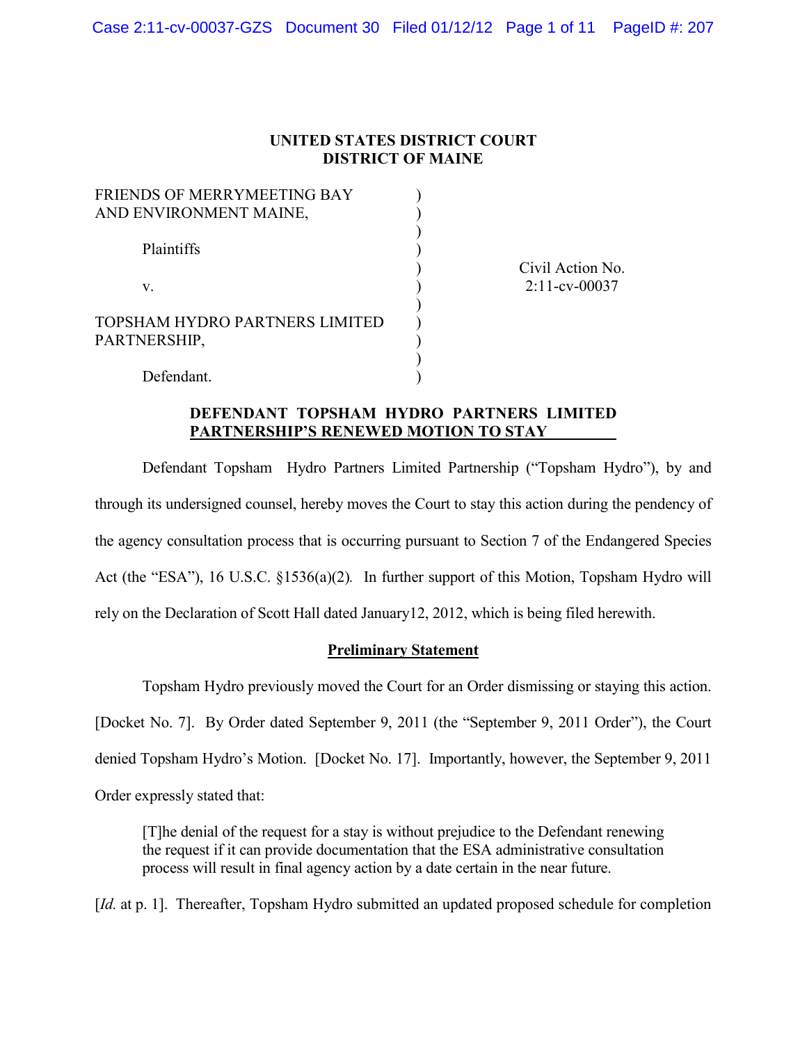**UNITED STATES DISTRICT COURT**
**DISTRICT OF MAINE**

| | | |
|---|---|---|
| FRIENDS OF MERRYMEETING BAY AND ENVIRONMENT MAINE, | ) | |
| Plaintiffs | ) | |
| v. | ) | Civil Action No. 2:11-cv-00037 |
| TOPSHAM HYDRO PARTNERS LIMITED PARTNERSHIP, | ) | |
| Defendant. | ) | |

**DEFENDANT TOPSHAM HYDRO PARTNERS LIMITED PARTNERSHIP'S RENEWED MOTION TO STAY**

Defendant Topsham Hydro Partners Limited Partnership ("Topsham Hydro"), by and through its undersigned counsel, hereby moves the Court to stay this action during the pendency of the agency consultation process that is occurring pursuant to Section 7 of the Endangered Species Act (the "ESA"), 16 U.S.C. §1536(a)(2). In further support of this Motion, Topsham Hydro will rely on the Declaration of Scott Hall dated January12, 2012, which is being filed herewith.

## Preliminary Statement

Topsham Hydro previously moved the Court for an Order dismissing or staying this action. [Docket No. 7]. By Order dated September 9, 2011 (the "September 9, 2011 Order"), the Court denied Topsham Hydro's Motion. [Docket No. 17]. Importantly, however, the September 9, 2011 Order expressly stated that:

> [T]he denial of the request for a stay is without prejudice to the Defendant renewing the request if it can provide documentation that the ESA administrative consultation process will result in final agency action by a date certain in the near future.

[*Id.* at p. 1]. Thereafter, Topsham Hydro submitted an updated proposed schedule for completion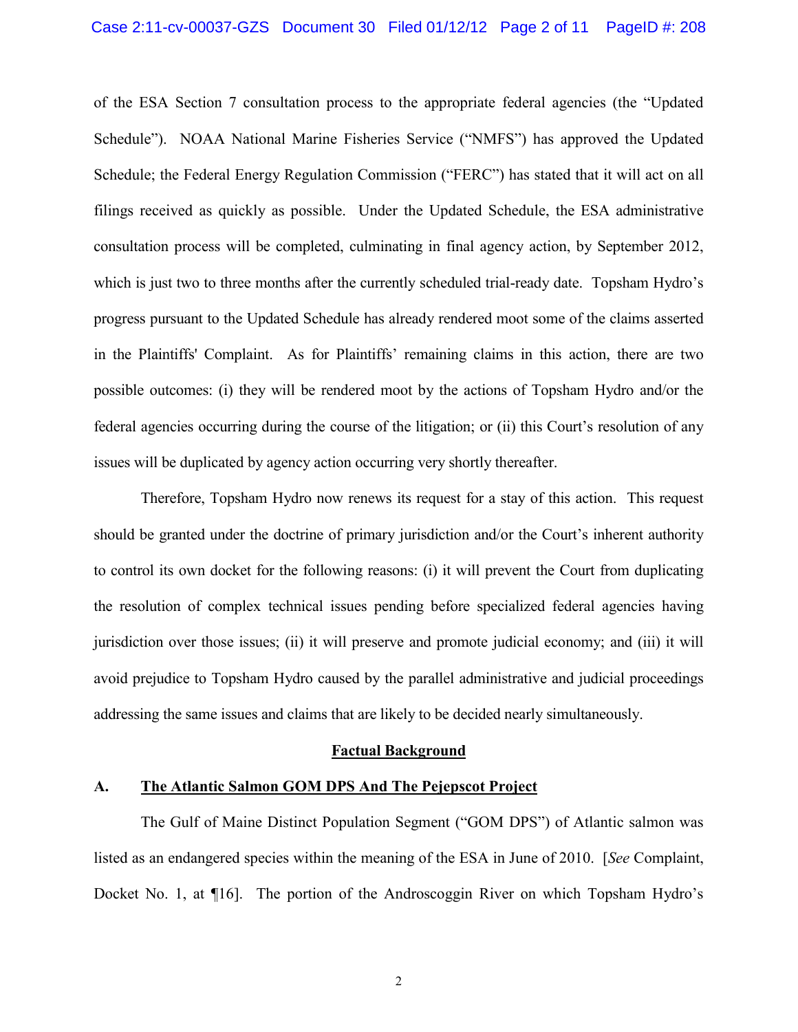of the ESA Section 7 consultation process to the appropriate federal agencies (the "Updated Schedule"). NOAA National Marine Fisheries Service ("NMFS") has approved the Updated Schedule; the Federal Energy Regulation Commission ("FERC") has stated that it will act on all filings received as quickly as possible. Under the Updated Schedule, the ESA administrative consultation process will be completed, culminating in final agency action, by September 2012, which is just two to three months after the currently scheduled trial-ready date. Topsham Hydro's progress pursuant to the Updated Schedule has already rendered moot some of the claims asserted in the Plaintiffs' Complaint. As for Plaintiffs' remaining claims in this action, there are two possible outcomes: (i) they will be rendered moot by the actions of Topsham Hydro and/or the federal agencies occurring during the course of the litigation; or (ii) this Court's resolution of any issues will be duplicated by agency action occurring very shortly thereafter.

Therefore, Topsham Hydro now renews its request for a stay of this action. This request should be granted under the doctrine of primary jurisdiction and/or the Court's inherent authority to control its own docket for the following reasons: (i) it will prevent the Court from duplicating the resolution of complex technical issues pending before specialized federal agencies having jurisdiction over those issues; (ii) it will preserve and promote judicial economy; and (iii) it will avoid prejudice to Topsham Hydro caused by the parallel administrative and judicial proceedings addressing the same issues and claims that are likely to be decided nearly simultaneously.

## Factual Background

### A. The Atlantic Salmon GOM DPS And The Pejepscot Project

The Gulf of Maine Distinct Population Segment ("GOM DPS") of Atlantic salmon was listed as an endangered species within the meaning of the ESA in June of 2010. [*See* Complaint, Docket No. 1, at ¶16]. The portion of the Androscoggin River on which Topsham Hydro's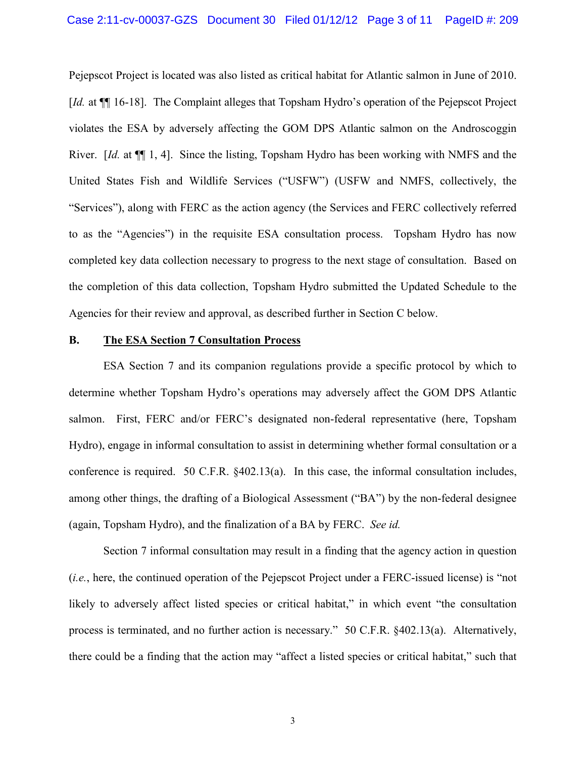Pejepscot Project is located was also listed as critical habitat for Atlantic salmon in June of 2010. [*Id.* at ¶¶ 16-18]. The Complaint alleges that Topsham Hydro's operation of the Pejepscot Project violates the ESA by adversely affecting the GOM DPS Atlantic salmon on the Androscoggin River. [*Id.* at ¶¶ 1, 4]. Since the listing, Topsham Hydro has been working with NMFS and the United States Fish and Wildlife Services ("USFW") (USFW and NMFS, collectively, the "Services"), along with FERC as the action agency (the Services and FERC collectively referred to as the "Agencies") in the requisite ESA consultation process. Topsham Hydro has now completed key data collection necessary to progress to the next stage of consultation. Based on the completion of this data collection, Topsham Hydro submitted the Updated Schedule to the Agencies for their review and approval, as described further in Section C below.

**B. <u>The ESA Section 7 Consultation Process</u>**

ESA Section 7 and its companion regulations provide a specific protocol by which to determine whether Topsham Hydro's operations may adversely affect the GOM DPS Atlantic salmon. First, FERC and/or FERC's designated non-federal representative (here, Topsham Hydro), engage in informal consultation to assist in determining whether formal consultation or a conference is required. 50 C.F.R. §402.13(a). In this case, the informal consultation includes, among other things, the drafting of a Biological Assessment ("BA") by the non-federal designee (again, Topsham Hydro), and the finalization of a BA by FERC. *See id.*

Section 7 informal consultation may result in a finding that the agency action in question (*i.e.*, here, the continued operation of the Pejepscot Project under a FERC-issued license) is "not likely to adversely affect listed species or critical habitat," in which event "the consultation process is terminated, and no further action is necessary." 50 C.F.R. §402.13(a). Alternatively, there could be a finding that the action may "affect a listed species or critical habitat," such that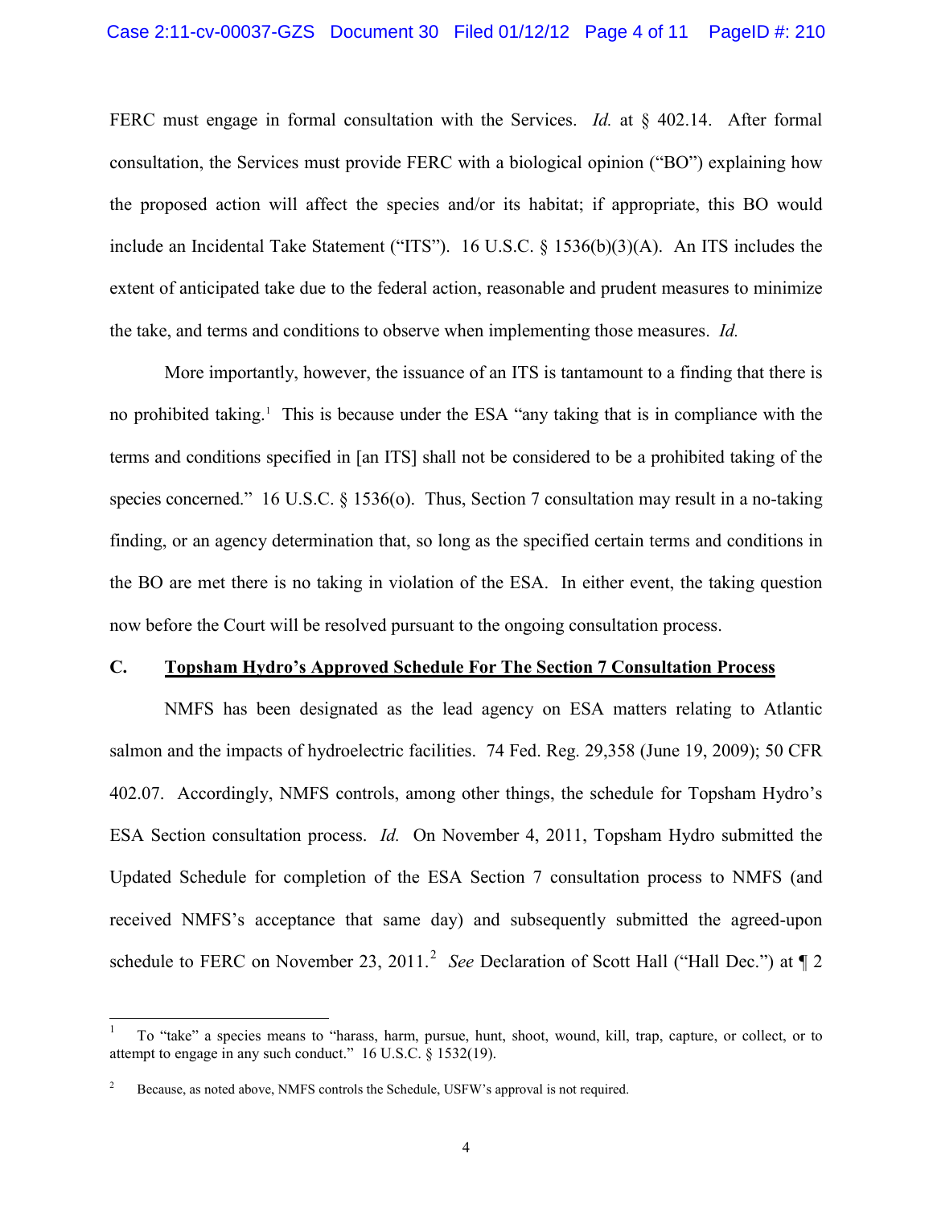FERC must engage in formal consultation with the Services. *Id.* at § 402.14. After formal consultation, the Services must provide FERC with a biological opinion ("BO") explaining how the proposed action will affect the species and/or its habitat; if appropriate, this BO would include an Incidental Take Statement ("ITS"). 16 U.S.C. § 1536(b)(3)(A). An ITS includes the extent of anticipated take due to the federal action, reasonable and prudent measures to minimize the take, and terms and conditions to observe when implementing those measures. *Id.*

More importantly, however, the issuance of an ITS is tantamount to a finding that there is no prohibited taking.[1] This is because under the ESA "any taking that is in compliance with the terms and conditions specified in [an ITS] shall not be considered to be a prohibited taking of the species concerned." 16 U.S.C. § 1536(o). Thus, Section 7 consultation may result in a no-taking finding, or an agency determination that, so long as the specified certain terms and conditions in the BO are met there is no taking in violation of the ESA. In either event, the taking question now before the Court will be resolved pursuant to the ongoing consultation process.

## C. <u>Topsham Hydro's Approved Schedule For The Section 7 Consultation Process</u>

NMFS has been designated as the lead agency on ESA matters relating to Atlantic salmon and the impacts of hydroelectric facilities. 74 Fed. Reg. 29,358 (June 19, 2009); 50 CFR 402.07. Accordingly, NMFS controls, among other things, the schedule for Topsham Hydro's ESA Section consultation process. *Id.* On November 4, 2011, Topsham Hydro submitted the Updated Schedule for completion of the ESA Section 7 consultation process to NMFS (and received NMFS's acceptance that same day) and subsequently submitted the agreed-upon schedule to FERC on November 23, 2011.[2] *See* Declaration of Scott Hall ("Hall Dec.") at ¶ 2

---

[1] To "take" a species means to "harass, harm, pursue, hunt, shoot, wound, kill, trap, capture, or collect, or to attempt to engage in any such conduct." 16 U.S.C. § 1532(19).

[2] Because, as noted above, NMFS controls the Schedule, USFW's approval is not required.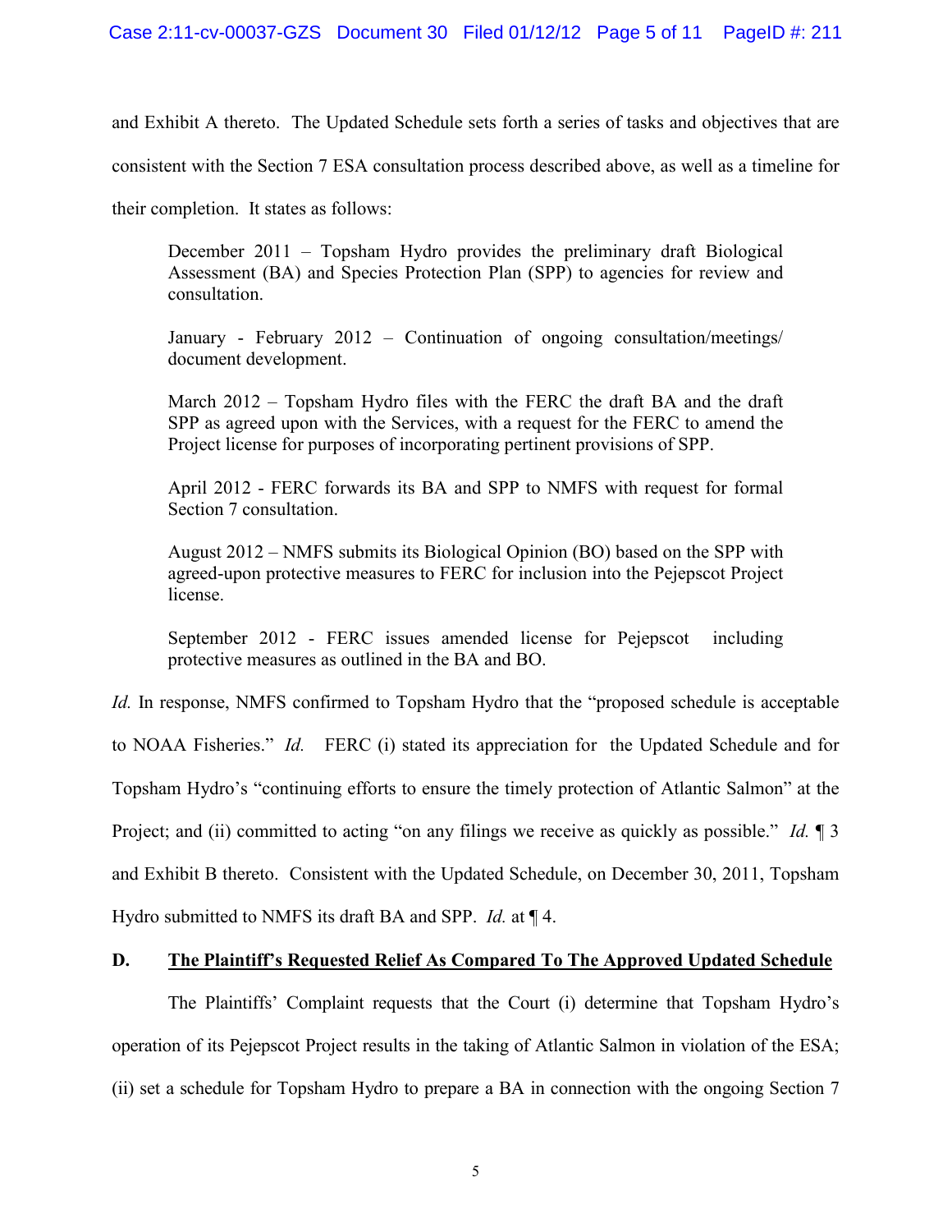and Exhibit A thereto. The Updated Schedule sets forth a series of tasks and objectives that are consistent with the Section 7 ESA consultation process described above, as well as a timeline for their completion. It states as follows:

> December 2011 – Topsham Hydro provides the preliminary draft Biological Assessment (BA) and Species Protection Plan (SPP) to agencies for review and consultation.
>
> January - February 2012 – Continuation of ongoing consultation/meetings/ document development.
>
> March 2012 – Topsham Hydro files with the FERC the draft BA and the draft SPP as agreed upon with the Services, with a request for the FERC to amend the Project license for purposes of incorporating pertinent provisions of SPP.
>
> April 2012 - FERC forwards its BA and SPP to NMFS with request for formal Section 7 consultation.
>
> August 2012 – NMFS submits its Biological Opinion (BO) based on the SPP with agreed-upon protective measures to FERC for inclusion into the Pejepscot Project license.
>
> September 2012 - FERC issues amended license for Pejepscot including protective measures as outlined in the BA and BO.

*Id.* In response, NMFS confirmed to Topsham Hydro that the "proposed schedule is acceptable to NOAA Fisheries." *Id.* FERC (i) stated its appreciation for the Updated Schedule and for Topsham Hydro's "continuing efforts to ensure the timely protection of Atlantic Salmon" at the Project; and (ii) committed to acting "on any filings we receive as quickly as possible." *Id.* ¶ 3 and Exhibit B thereto. Consistent with the Updated Schedule, on December 30, 2011, Topsham Hydro submitted to NMFS its draft BA and SPP. *Id.* at ¶ 4.

### D. <u>The Plaintiff's Requested Relief As Compared To The Approved Updated Schedule</u>

The Plaintiffs' Complaint requests that the Court (i) determine that Topsham Hydro's operation of its Pejepscot Project results in the taking of Atlantic Salmon in violation of the ESA; (ii) set a schedule for Topsham Hydro to prepare a BA in connection with the ongoing Section 7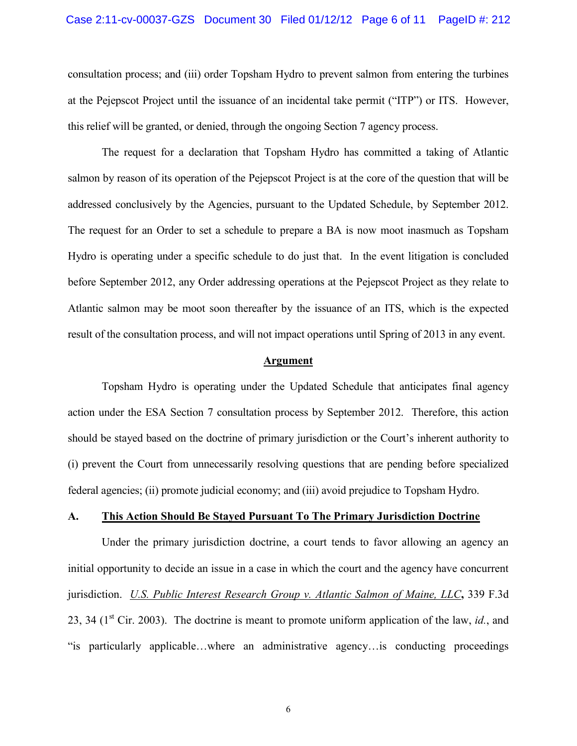consultation process; and (iii) order Topsham Hydro to prevent salmon from entering the turbines at the Pejepscot Project until the issuance of an incidental take permit ("ITP") or ITS. However, this relief will be granted, or denied, through the ongoing Section 7 agency process.

The request for a declaration that Topsham Hydro has committed a taking of Atlantic salmon by reason of its operation of the Pejepscot Project is at the core of the question that will be addressed conclusively by the Agencies, pursuant to the Updated Schedule, by September 2012. The request for an Order to set a schedule to prepare a BA is now moot inasmuch as Topsham Hydro is operating under a specific schedule to do just that. In the event litigation is concluded before September 2012, any Order addressing operations at the Pejepscot Project as they relate to Atlantic salmon may be moot soon thereafter by the issuance of an ITS, which is the expected result of the consultation process, and will not impact operations until Spring of 2013 in any event.

## Argument

Topsham Hydro is operating under the Updated Schedule that anticipates final agency action under the ESA Section 7 consultation process by September 2012. Therefore, this action should be stayed based on the doctrine of primary jurisdiction or the Court's inherent authority to (i) prevent the Court from unnecessarily resolving questions that are pending before specialized federal agencies; (ii) promote judicial economy; and (iii) avoid prejudice to Topsham Hydro.

### A. This Action Should Be Stayed Pursuant To The Primary Jurisdiction Doctrine

Under the primary jurisdiction doctrine, a court tends to favor allowing an agency an initial opportunity to decide an issue in a case in which the court and the agency have concurrent jurisdiction. *U.S. Public Interest Research Group v. Atlantic Salmon of Maine, LLC*, 339 F.3d 23, 34 (1st Cir. 2003). The doctrine is meant to promote uniform application of the law, *id.*, and "is particularly applicable…where an administrative agency…is conducting proceedings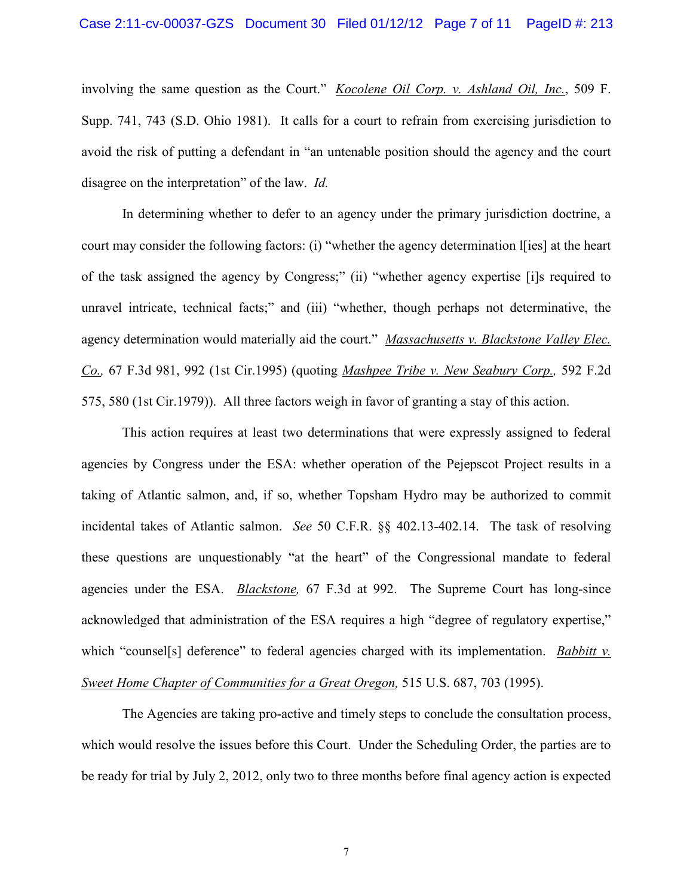involving the same question as the Court." *Kocolene Oil Corp. v. Ashland Oil, Inc.*, 509 F. Supp. 741, 743 (S.D. Ohio 1981). It calls for a court to refrain from exercising jurisdiction to avoid the risk of putting a defendant in "an untenable position should the agency and the court disagree on the interpretation" of the law. *Id.*

In determining whether to defer to an agency under the primary jurisdiction doctrine, a court may consider the following factors: (i) "whether the agency determination l[ies] at the heart of the task assigned the agency by Congress;" (ii) "whether agency expertise [i]s required to unravel intricate, technical facts;" and (iii) "whether, though perhaps not determinative, the agency determination would materially aid the court." *Massachusetts v. Blackstone Valley Elec. Co.,* 67 F.3d 981, 992 (1st Cir.1995) (quoting *Mashpee Tribe v. New Seabury Corp.,* 592 F.2d 575, 580 (1st Cir.1979)). All three factors weigh in favor of granting a stay of this action.

This action requires at least two determinations that were expressly assigned to federal agencies by Congress under the ESA: whether operation of the Pejepscot Project results in a taking of Atlantic salmon, and, if so, whether Topsham Hydro may be authorized to commit incidental takes of Atlantic salmon. *See* 50 C.F.R. §§ 402.13-402.14. The task of resolving these questions are unquestionably "at the heart" of the Congressional mandate to federal agencies under the ESA. *Blackstone,* 67 F.3d at 992. The Supreme Court has long-since acknowledged that administration of the ESA requires a high "degree of regulatory expertise," which "counsel[s] deference" to federal agencies charged with its implementation. *Babbitt v. Sweet Home Chapter of Communities for a Great Oregon,* 515 U.S. 687, 703 (1995).

The Agencies are taking pro-active and timely steps to conclude the consultation process, which would resolve the issues before this Court. Under the Scheduling Order, the parties are to be ready for trial by July 2, 2012, only two to three months before final agency action is expected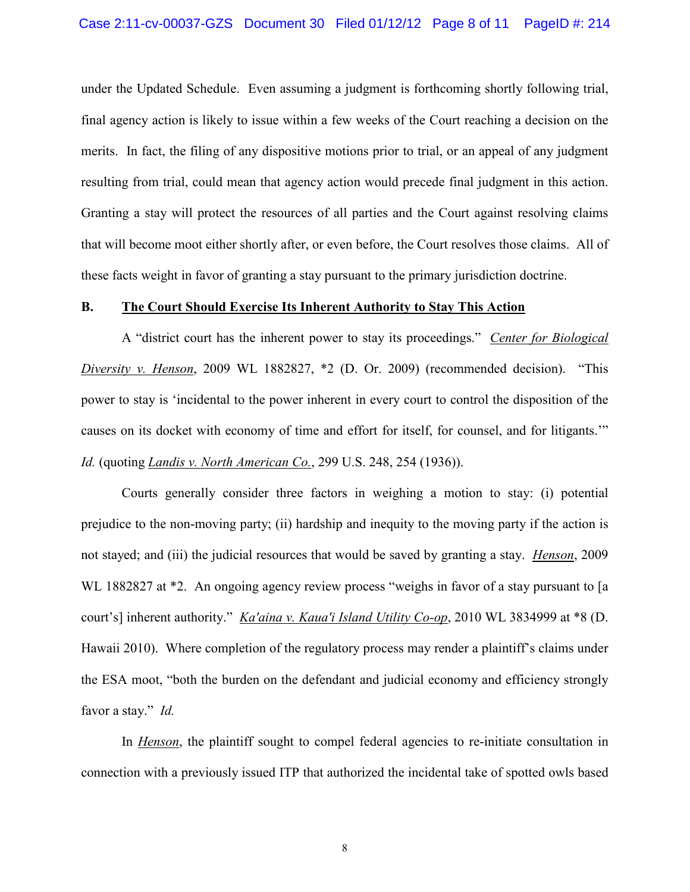under the Updated Schedule. Even assuming a judgment is forthcoming shortly following trial, final agency action is likely to issue within a few weeks of the Court reaching a decision on the merits. In fact, the filing of any dispositive motions prior to trial, or an appeal of any judgment resulting from trial, could mean that agency action would precede final judgment in this action. Granting a stay will protect the resources of all parties and the Court against resolving claims that will become moot either shortly after, or even before, the Court resolves those claims. All of these facts weight in favor of granting a stay pursuant to the primary jurisdiction doctrine.

### B. The Court Should Exercise Its Inherent Authority to Stay This Action

A "district court has the inherent power to stay its proceedings." *Center for Biological Diversity v. Henson*, 2009 WL 1882827, *2 (D. Or. 2009) (recommended decision). "This power to stay is 'incidental to the power inherent in every court to control the disposition of the causes on its docket with economy of time and effort for itself, for counsel, and for litigants.'" *Id.* (quoting *Landis v. North American Co.*, 299 U.S. 248, 254 (1936)).

Courts generally consider three factors in weighing a motion to stay: (i) potential prejudice to the non-moving party; (ii) hardship and inequity to the moving party if the action is not stayed; and (iii) the judicial resources that would be saved by granting a stay. *Henson*, 2009 WL 1882827 at *2. An ongoing agency review process "weighs in favor of a stay pursuant to [a court's] inherent authority." *Ka'aina v. Kaua'i Island Utility Co-op*, 2010 WL 3834999 at *8 (D. Hawaii 2010). Where completion of the regulatory process may render a plaintiff's claims under the ESA moot, "both the burden on the defendant and judicial economy and efficiency strongly favor a stay." *Id.*

In *Henson*, the plaintiff sought to compel federal agencies to re-initiate consultation in connection with a previously issued ITP that authorized the incidental take of spotted owls based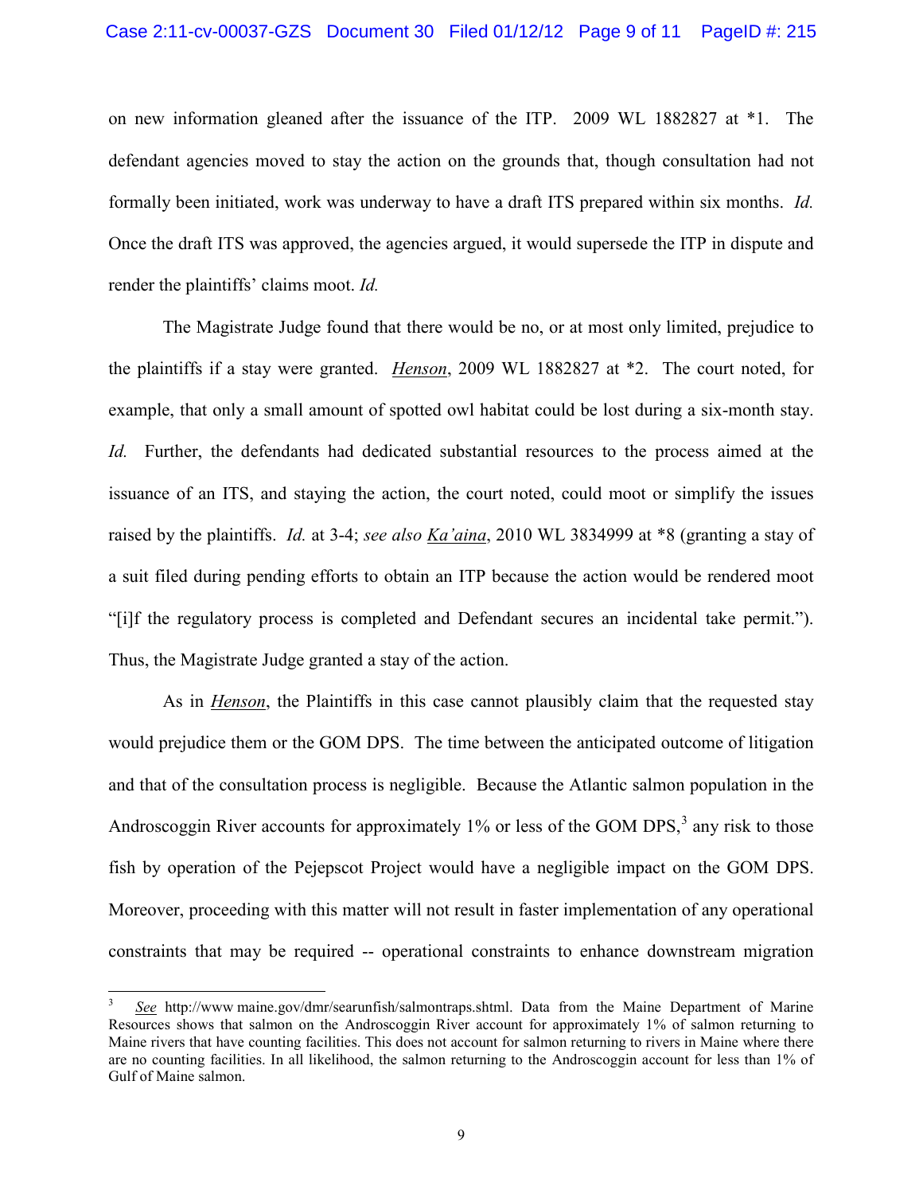on new information gleaned after the issuance of the ITP. 2009 WL 1882827 at *1. The defendant agencies moved to stay the action on the grounds that, though consultation had not formally been initiated, work was underway to have a draft ITS prepared within six months. *Id.* Once the draft ITS was approved, the agencies argued, it would supersede the ITP in dispute and render the plaintiffs' claims moot. *Id.*

The Magistrate Judge found that there would be no, or at most only limited, prejudice to the plaintiffs if a stay were granted. *Henson*, 2009 WL 1882827 at *2. The court noted, for example, that only a small amount of spotted owl habitat could be lost during a six-month stay. *Id.* Further, the defendants had dedicated substantial resources to the process aimed at the issuance of an ITS, and staying the action, the court noted, could moot or simplify the issues raised by the plaintiffs. *Id.* at 3-4; *see also Ka'aina*, 2010 WL 3834999 at *8 (granting a stay of a suit filed during pending efforts to obtain an ITP because the action would be rendered moot "[i]f the regulatory process is completed and Defendant secures an incidental take permit."). Thus, the Magistrate Judge granted a stay of the action.

As in *Henson*, the Plaintiffs in this case cannot plausibly claim that the requested stay would prejudice them or the GOM DPS. The time between the anticipated outcome of litigation and that of the consultation process is negligible. Because the Atlantic salmon population in the Androscoggin River accounts for approximately 1% or less of the GOM DPS,[3] any risk to those fish by operation of the Pejepscot Project would have a negligible impact on the GOM DPS. Moreover, proceeding with this matter will not result in faster implementation of any operational constraints that may be required -- operational constraints to enhance downstream migration

---

[3] *See* http://www maine.gov/dmr/searunfish/salmontraps.shtml. Data from the Maine Department of Marine Resources shows that salmon on the Androscoggin River account for approximately 1% of salmon returning to Maine rivers that have counting facilities. This does not account for salmon returning to rivers in Maine where there are no counting facilities. In all likelihood, the salmon returning to the Androscoggin account for less than 1% of Gulf of Maine salmon.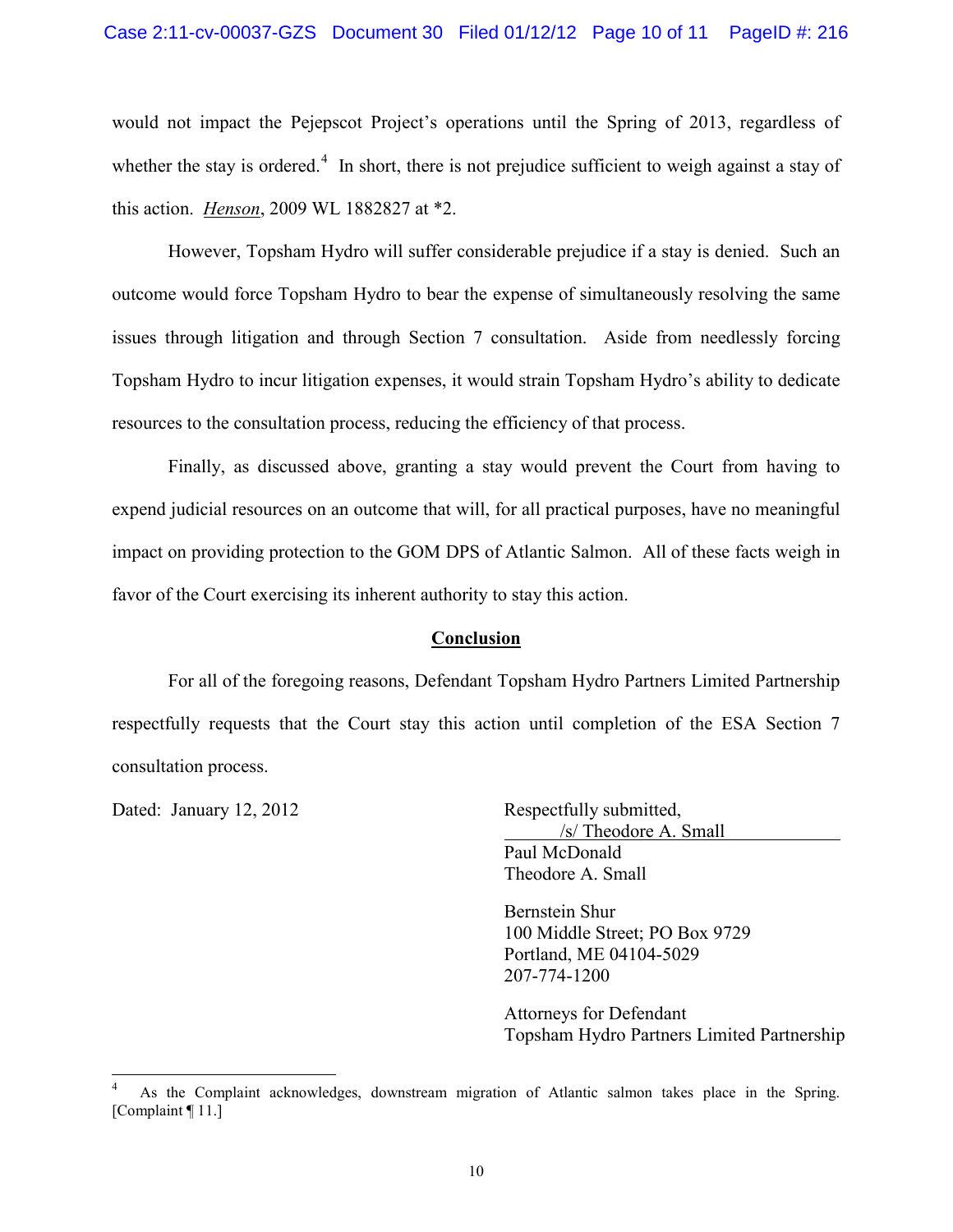would not impact the Pejepscot Project's operations until the Spring of 2013, regardless of whether the stay is ordered.[4] In short, there is not prejudice sufficient to weigh against a stay of this action. ***Henson***, 2009 WL 1882827 at *2.

However, Topsham Hydro will suffer considerable prejudice if a stay is denied. Such an outcome would force Topsham Hydro to bear the expense of simultaneously resolving the same issues through litigation and through Section 7 consultation. Aside from needlessly forcing Topsham Hydro to incur litigation expenses, it would strain Topsham Hydro's ability to dedicate resources to the consultation process, reducing the efficiency of that process.

Finally, as discussed above, granting a stay would prevent the Court from having to expend judicial resources on an outcome that will, for all practical purposes, have no meaningful impact on providing protection to the GOM DPS of Atlantic Salmon. All of these facts weigh in favor of the Court exercising its inherent authority to stay this action.

## Conclusion

For all of the foregoing reasons, Defendant Topsham Hydro Partners Limited Partnership respectfully requests that the Court stay this action until completion of the ESA Section 7 consultation process.

Dated: January 12, 2012

Respectfully submitted,
/s/ Theodore A. Small
Paul McDonald
Theodore A. Small

Bernstein Shur
100 Middle Street; PO Box 9729
Portland, ME 04104-5029
207-774-1200

Attorneys for Defendant
Topsham Hydro Partners Limited Partnership

---

[4] As the Complaint acknowledges, downstream migration of Atlantic salmon takes place in the Spring. [Complaint ¶ 11.]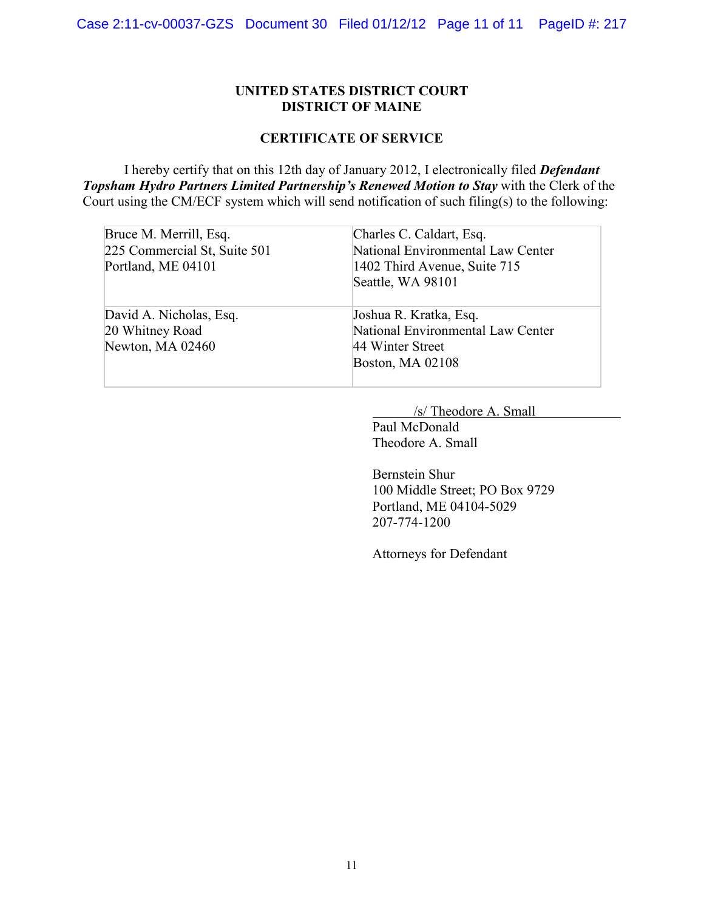**UNITED STATES DISTRICT COURT**
**DISTRICT OF MAINE**

**CERTIFICATE OF SERVICE**

I hereby certify that on this 12th day of January 2012, I electronically filed ***Defendant Topsham Hydro Partners Limited Partnership's Renewed Motion to Stay*** with the Clerk of the Court using the CM/ECF system which will send notification of such filing(s) to the following:

| | |
|---|---|
| Bruce M. Merrill, Esq.<br>225 Commercial St, Suite 501<br>Portland, ME 04101 | Charles C. Caldart, Esq.<br>National Environmental Law Center<br>1402 Third Avenue, Suite 715<br>Seattle, WA 98101 |
| David A. Nicholas, Esq.<br>20 Whitney Road<br>Newton, MA 02460 | Joshua R. Kratka, Esq.<br>National Environmental Law Center<br>44 Winter Street<br>Boston, MA 02108 |

/s/ Theodore A. Small
Paul McDonald
Theodore A. Small

Bernstein Shur
100 Middle Street; PO Box 9729
Portland, ME 04104-5029
207-774-1200

Attorneys for Defendant